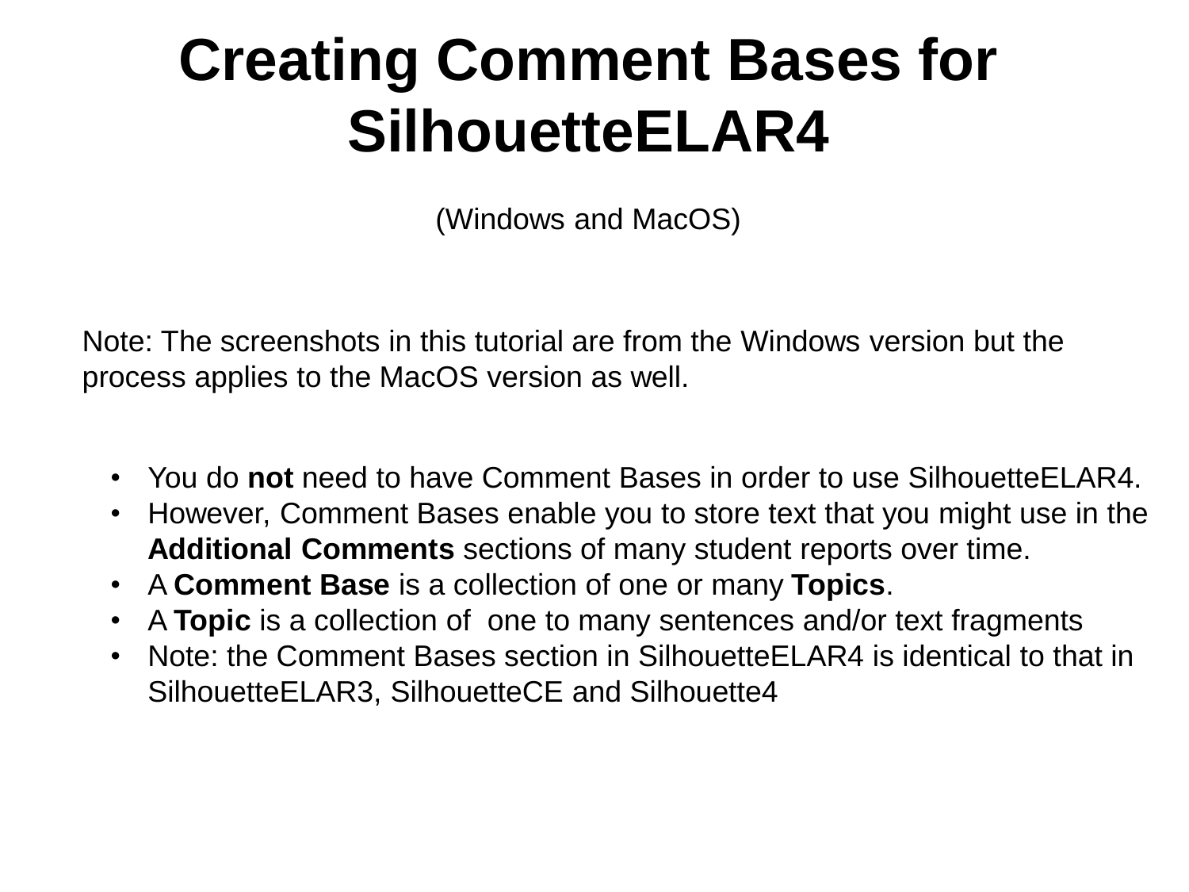# Creating Comment Bases for SilhouetteELAR4

(Windows and MacOS)

Note: The screenshots in this tutorial are from the Windows version but the process applies to the MacOS version as well.

- You do **not** need to have Comment Bases in order to use SilhouetteELAR4.
- However, Comment Bases enable you to store text that you might use in the **Additional Comments** sections of many student reports over time.
- A **Comment Base** is a collection of one or many **Topics**.
- A **Topic** is a collection of one to many sentences and/or text fragments
- Note: the Comment Bases section in SilhouetteELAR4 is identical to that in SilhouetteELAR3, SilhouetteCE and Silhouette4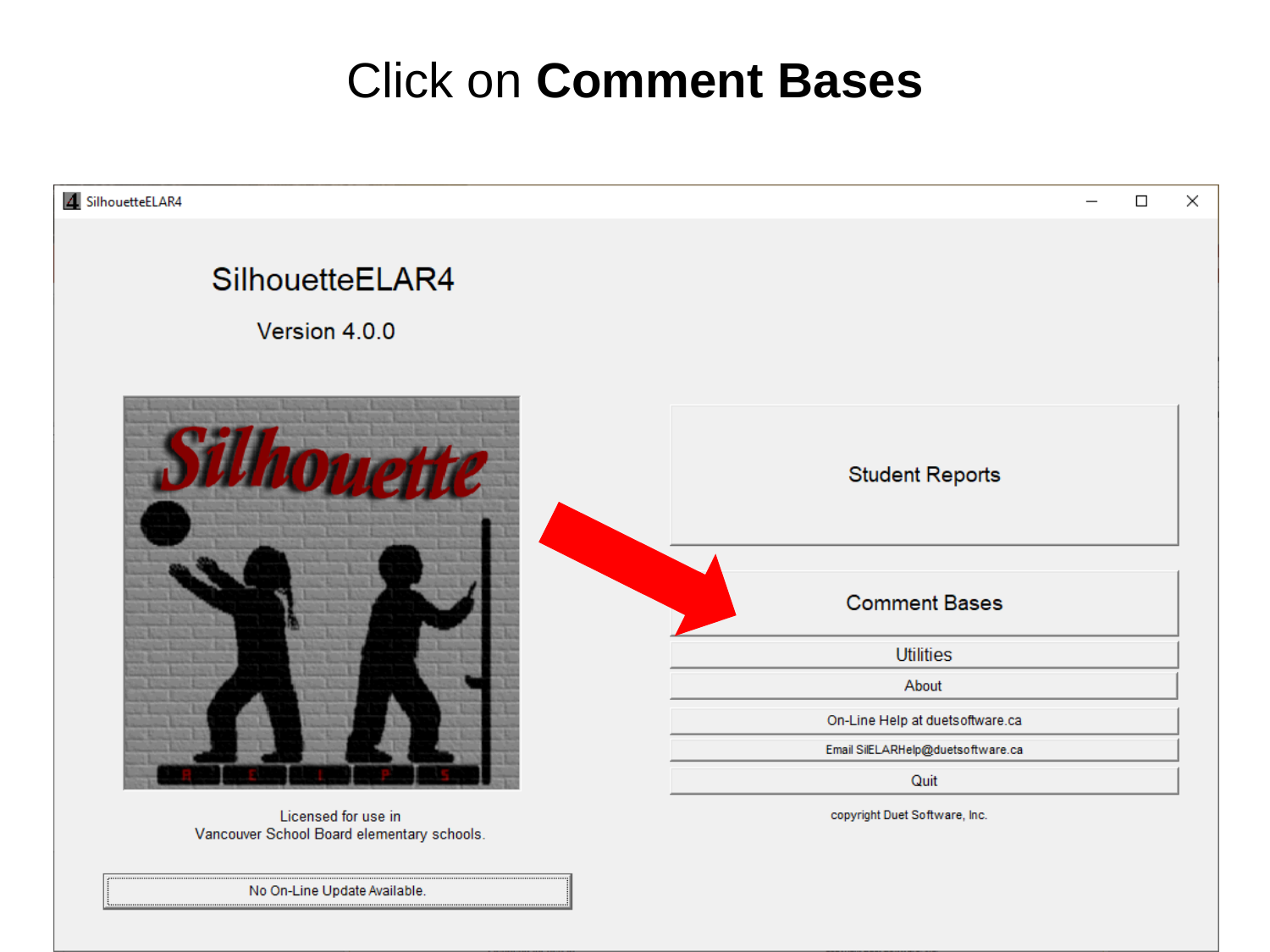# Click on **Comment Bases**

SilhouetteELAR4

SilhouetteELAR4

Version 4.0.0

Student Reports

Comment Bases

Utilities

About

On-Line Help at duetsoftware.ca

Email SilELARHelp@duetsoftware.ca

Quit

copyright Duet Software, Inc.

Licensed for use in
Vancouver School Board elementary schools.

No On-Line Update Available.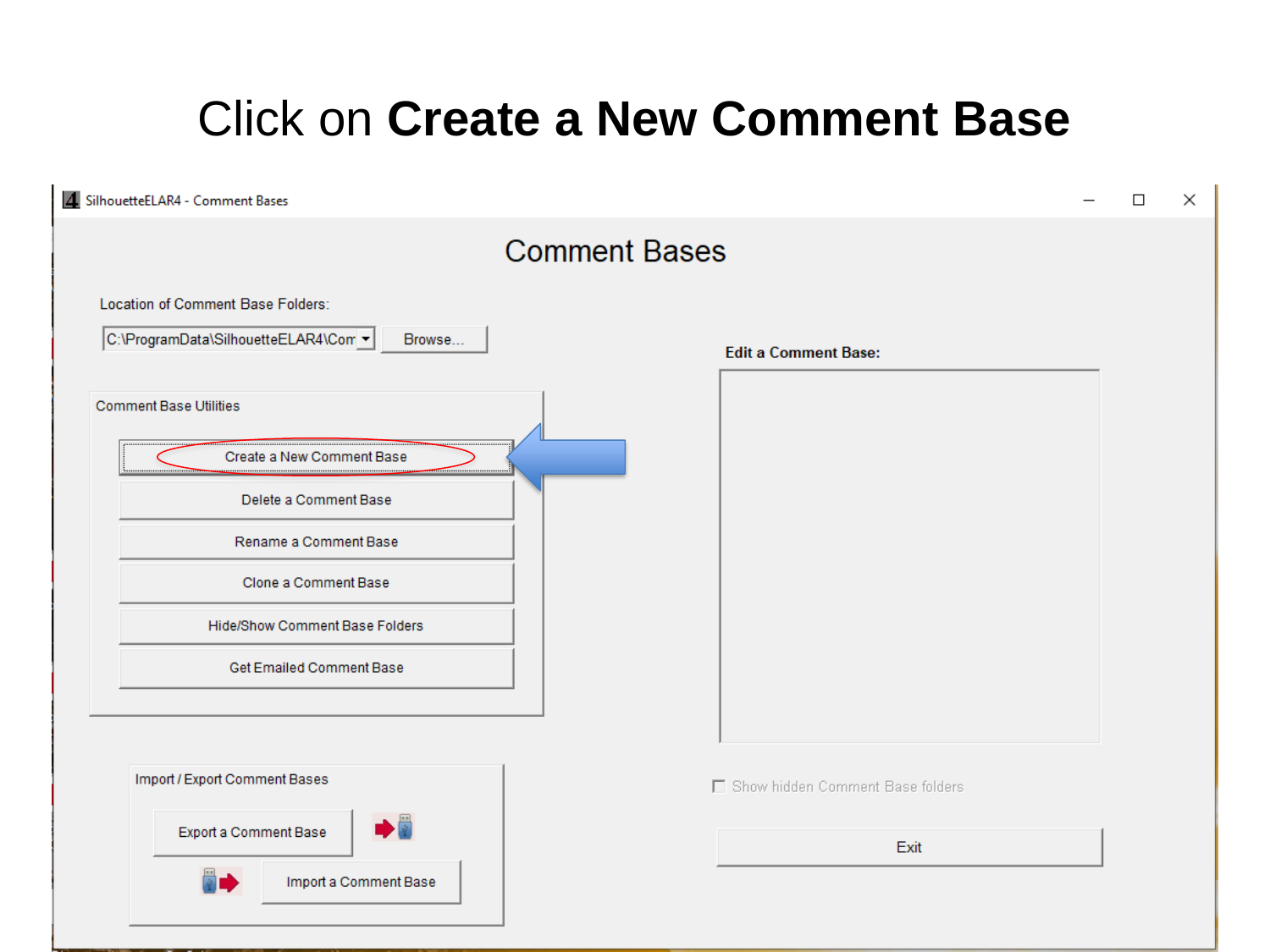# Click on **Create a New Comment Base**

SilhouetteELAR4 - Comment Bases

Comment Bases

Location of Comment Base Folders:

C:\ProgramData\SilhouetteELAR4\Com

Browse...

Comment Base Utilities

Create a New Comment Base

Delete a Comment Base

Rename a Comment Base

Clone a Comment Base

Hide/Show Comment Base Folders

Get Emailed Comment Base

Edit a Comment Base:

Show hidden Comment Base folders

Import / Export Comment Bases

Export a Comment Base

Import a Comment Base

Exit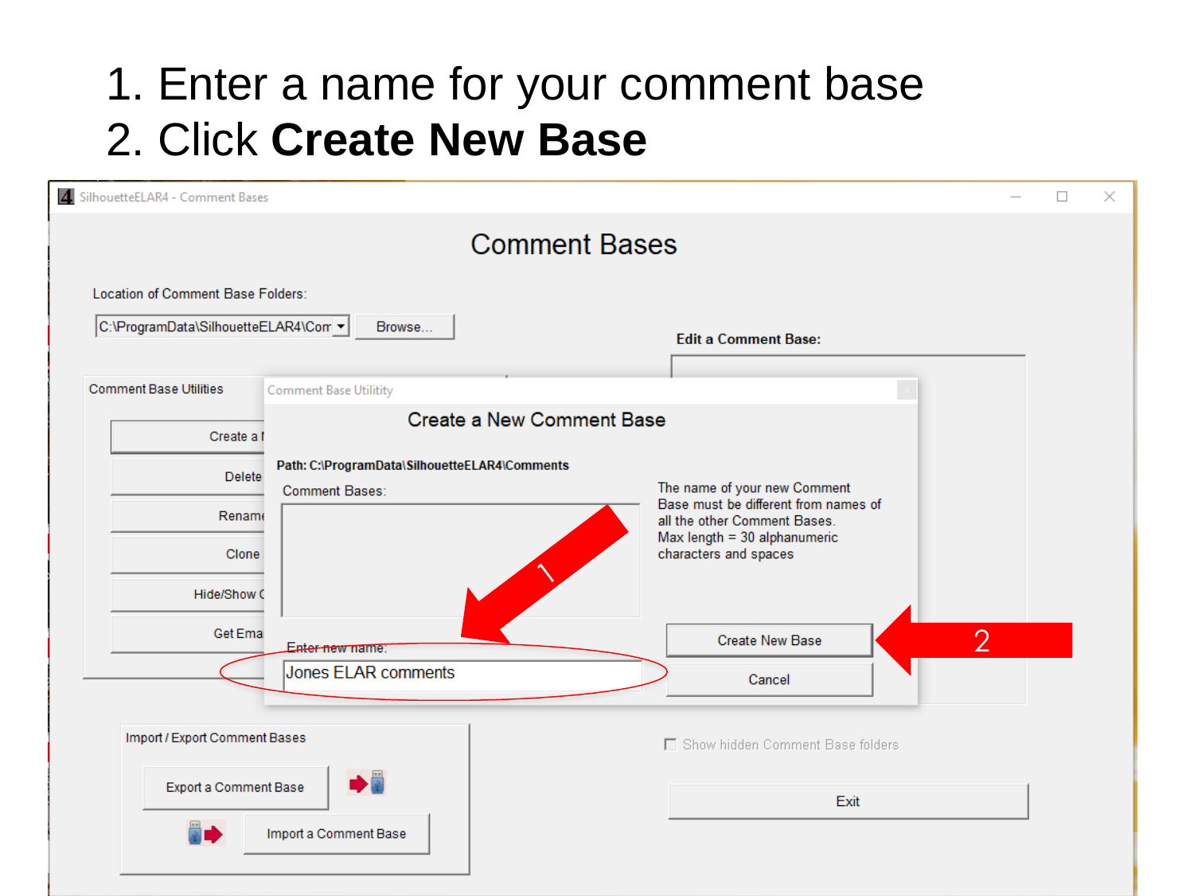1. Enter a name for your comment base
2. Click **Create New Base**

SilhouetteELAR4 - Comment Bases

Comment Bases

Location of Comment Base Folders:

C:\ProgramData\SilhouetteELAR4\Com

Browse...

Edit a Comment Base:

Comment Base Utilities

Create a N

Delete

Rename

Clone

Hide/Show C

Get Ema

Comment Base Utility

Create a New Comment Base

**Path: C:\ProgramData\SilhouetteELAR4\Comments**

Comment Bases:

The name of your new Comment Base must be different from names of all the other Comment Bases.
Max length = 30 alphanumeric characters and spaces

Enter new name:

Jones ELAR comments

Create New Base

Cancel

Import / Export Comment Bases

Export a Comment Base

Import a Comment Base

Show hidden Comment Base folders

Exit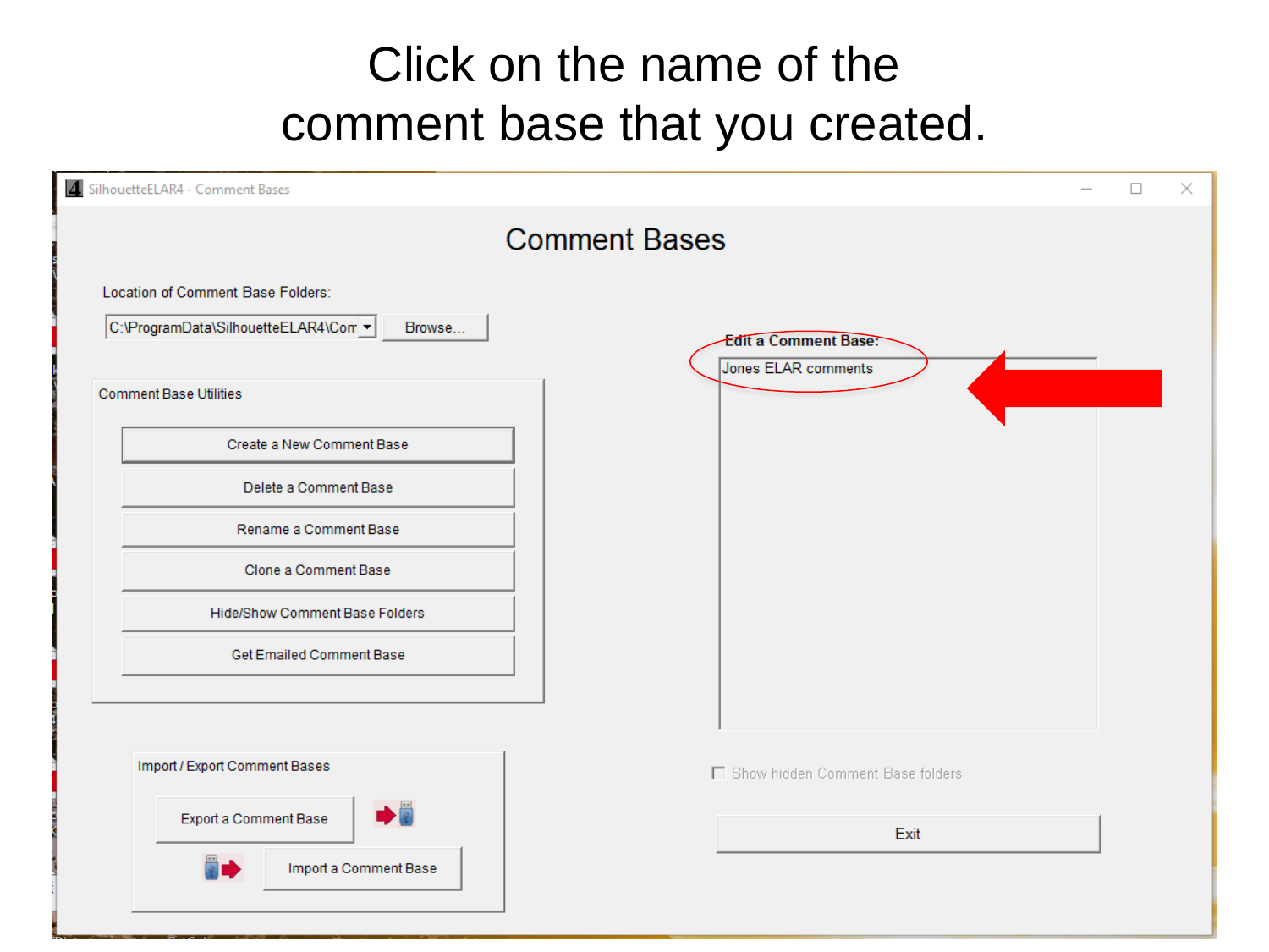# Click on the name of the comment base that you created.

SilhouetteELAR4 - Comment Bases

## Comment Bases

Location of Comment Base Folders:

C:\ProgramData\SilhouetteELAR4\Com

Browse...

Comment Base Utilities

- Create a New Comment Base
- Delete a Comment Base
- Rename a Comment Base
- Clone a Comment Base
- Hide/Show Comment Base Folders
- Get Emailed Comment Base

Import / Export Comment Bases

- Export a Comment Base
- Import a Comment Base

**Edit a Comment Base:**

Jones ELAR comments

Show hidden Comment Base folders

Exit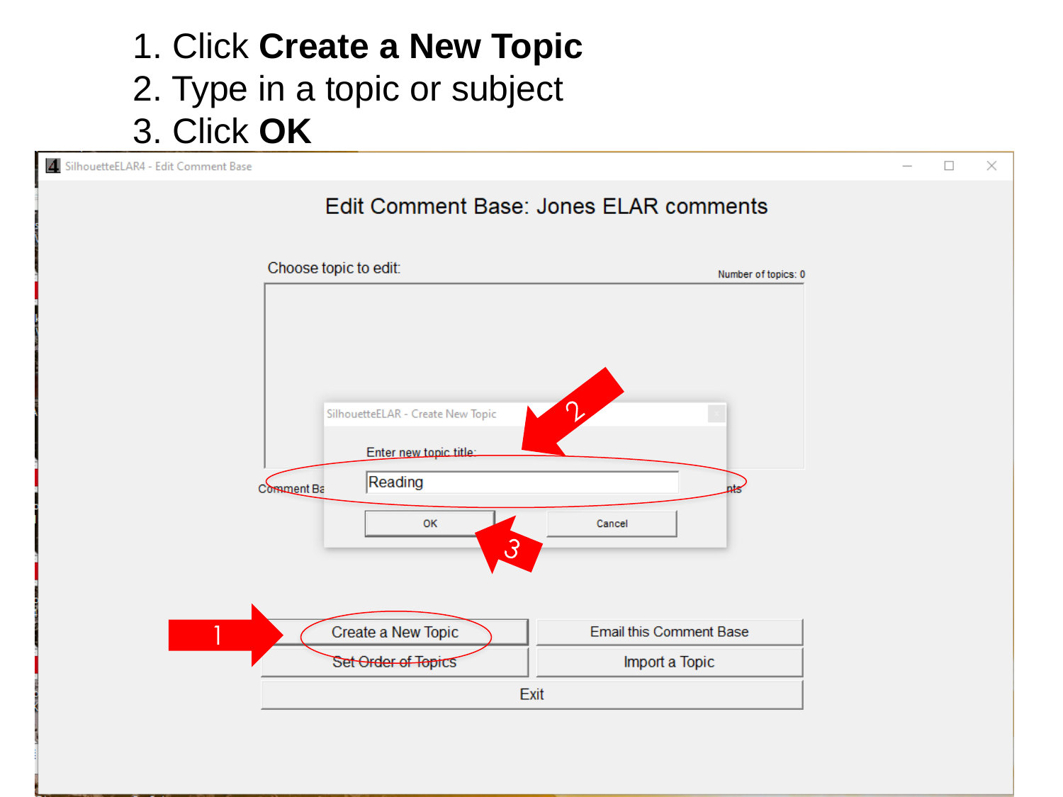1. Click **Create a New Topic**
2. Type in a topic or subject
3. Click **OK**

SilhouetteELAR4 - Edit Comment Base

Edit Comment Base: Jones ELAR comments

Choose topic to edit:

Number of topics: 0

SilhouetteELAR - Create New Topic

Enter new topic title:

Reading

OK

Cancel

Create a New Topic

Email this Comment Base

Set Order of Topics

Import a Topic

Exit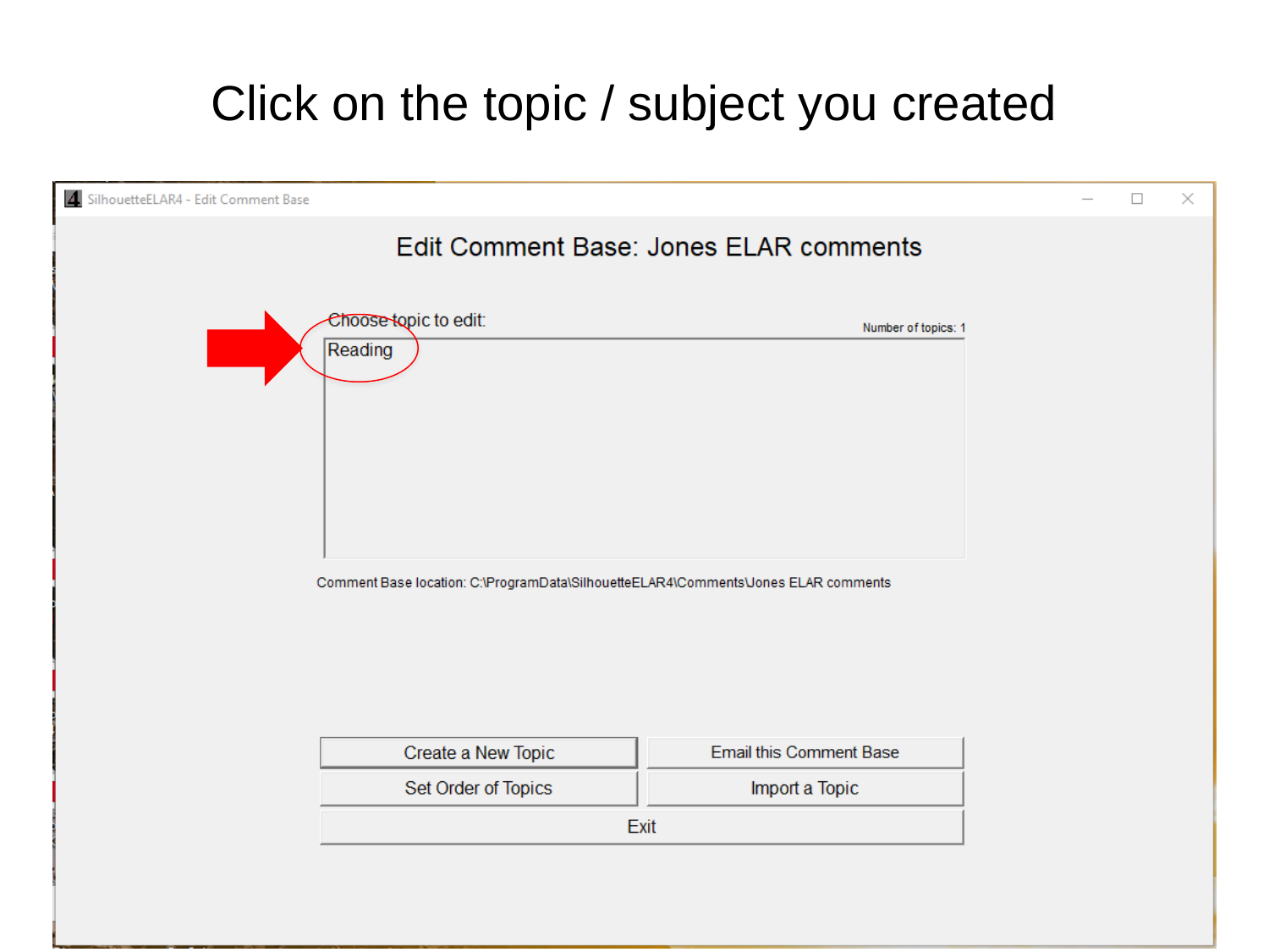# Click on the topic / subject you created

SilhouetteELAR4 - Edit Comment Base

## Edit Comment Base: Jones ELAR comments

Choose topic to edit:

Number of topics: 1

Reading

Comment Base location: C:\ProgramData\SilhouetteELAR4\Comments\Jones ELAR comments

Create a New Topic

Email this Comment Base

Set Order of Topics

Import a Topic

Exit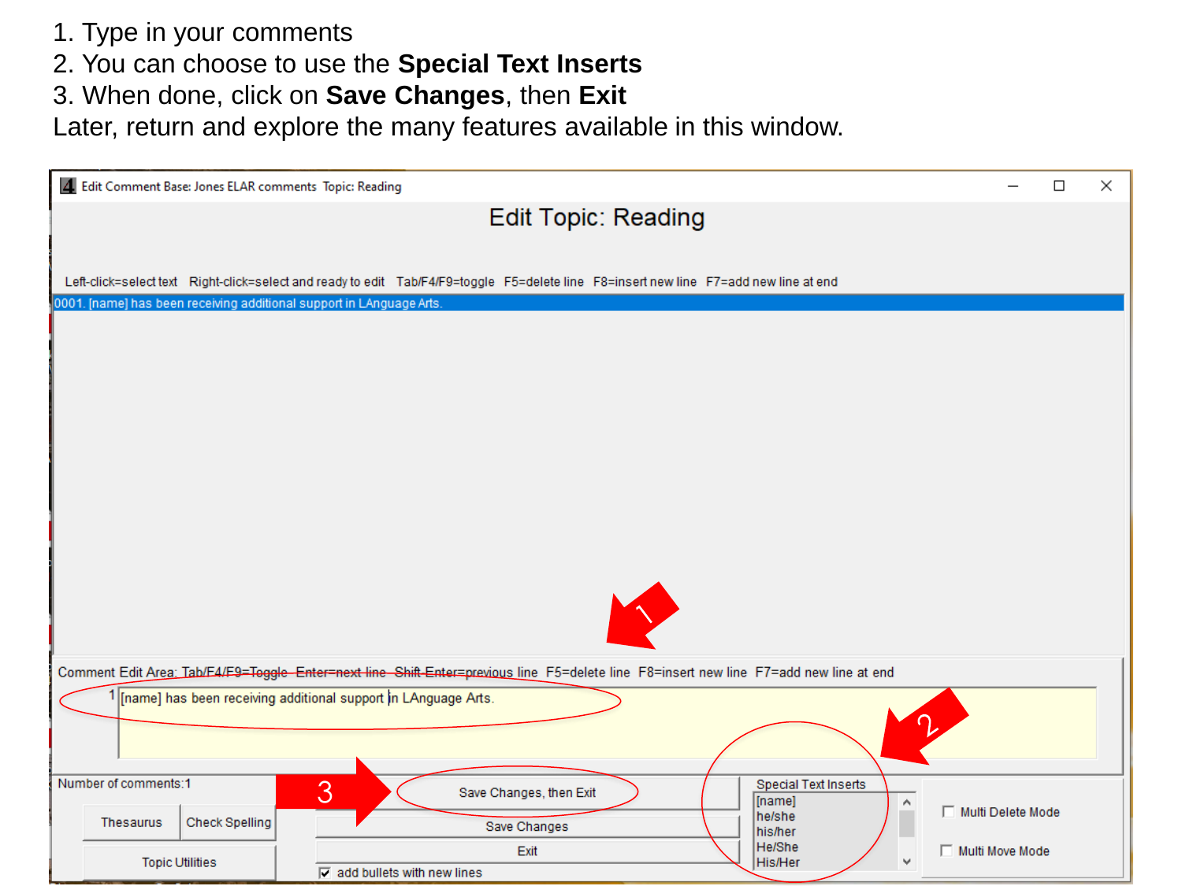1. Type in your comments
2. You can choose to use the **Special Text Inserts**
3. When done, click on **Save Changes**, then **Exit**

Later, return and explore the many features available in this window.

Edit Comment Base: Jones ELAR comments Topic: Reading

Edit Topic: Reading

Left-click=select text Right-click=select and ready to edit Tab/F4/F9=toggle F5=delete line F8=insert new line F7=add new line at end

0001. [name] has been receiving additional support in LAnguage Arts.

Comment Edit Area: Tab/F4/F9=Toggle Enter=next line Shift-Enter=previous line F5=delete line F8=insert new line F7=add new line at end

1 [name] has been receiving additional support in LAnguage Arts.

Number of comments:1

Thesaurus | Check Spelling

Topic Utilities

Save Changes, then Exit

Save Changes

Exit

add bullets with new lines

Special Text Inserts

- [name]
- he/she
- his/her
- He/She
- His/Her

Multi Delete Mode

Multi Move Mode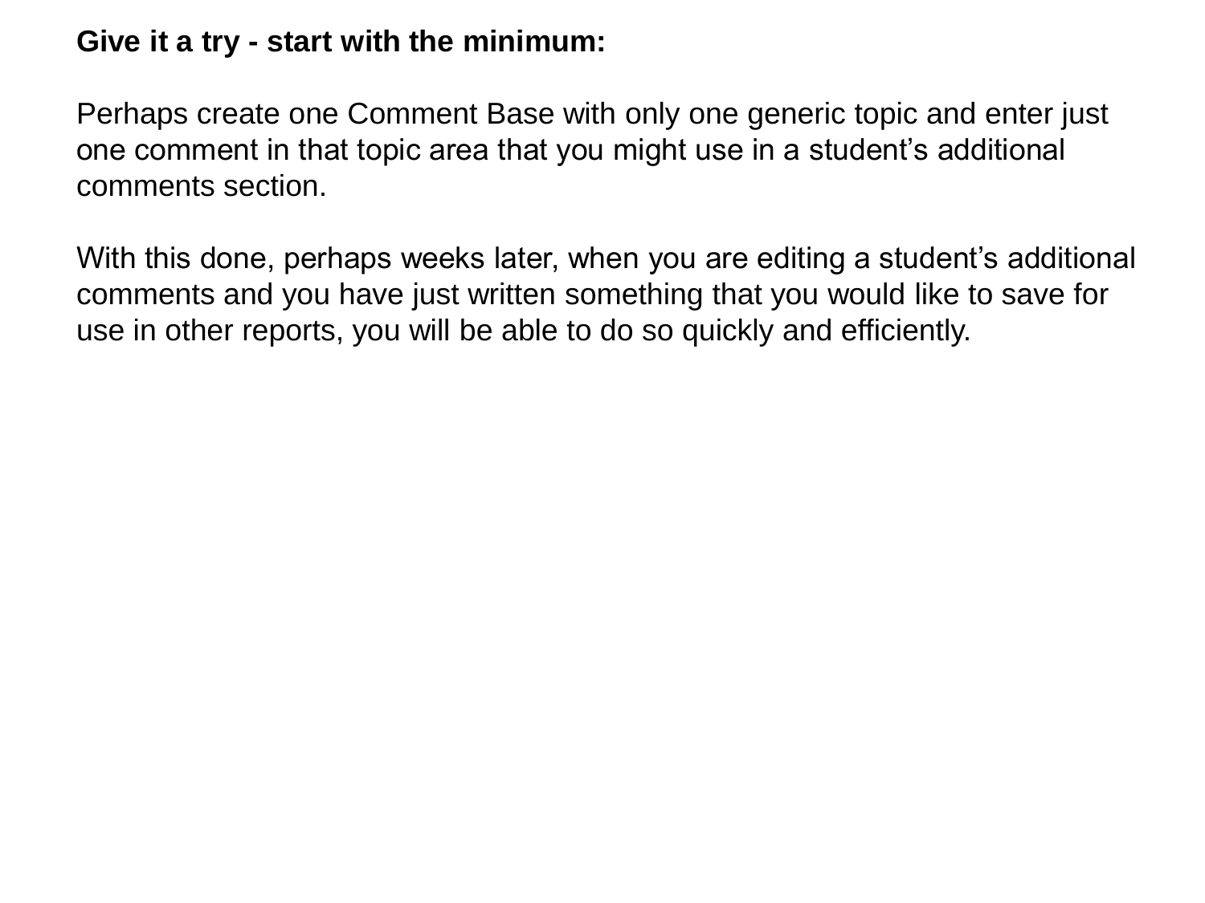**Give it a try - start with the minimum:**

Perhaps create one Comment Base with only one generic topic and enter just one comment in that topic area that you might use in a student’s additional comments section.

With this done, perhaps weeks later, when you are editing a student’s additional comments and you have just written something that you would like to save for use in other reports, you will be able to do so quickly and efficiently.